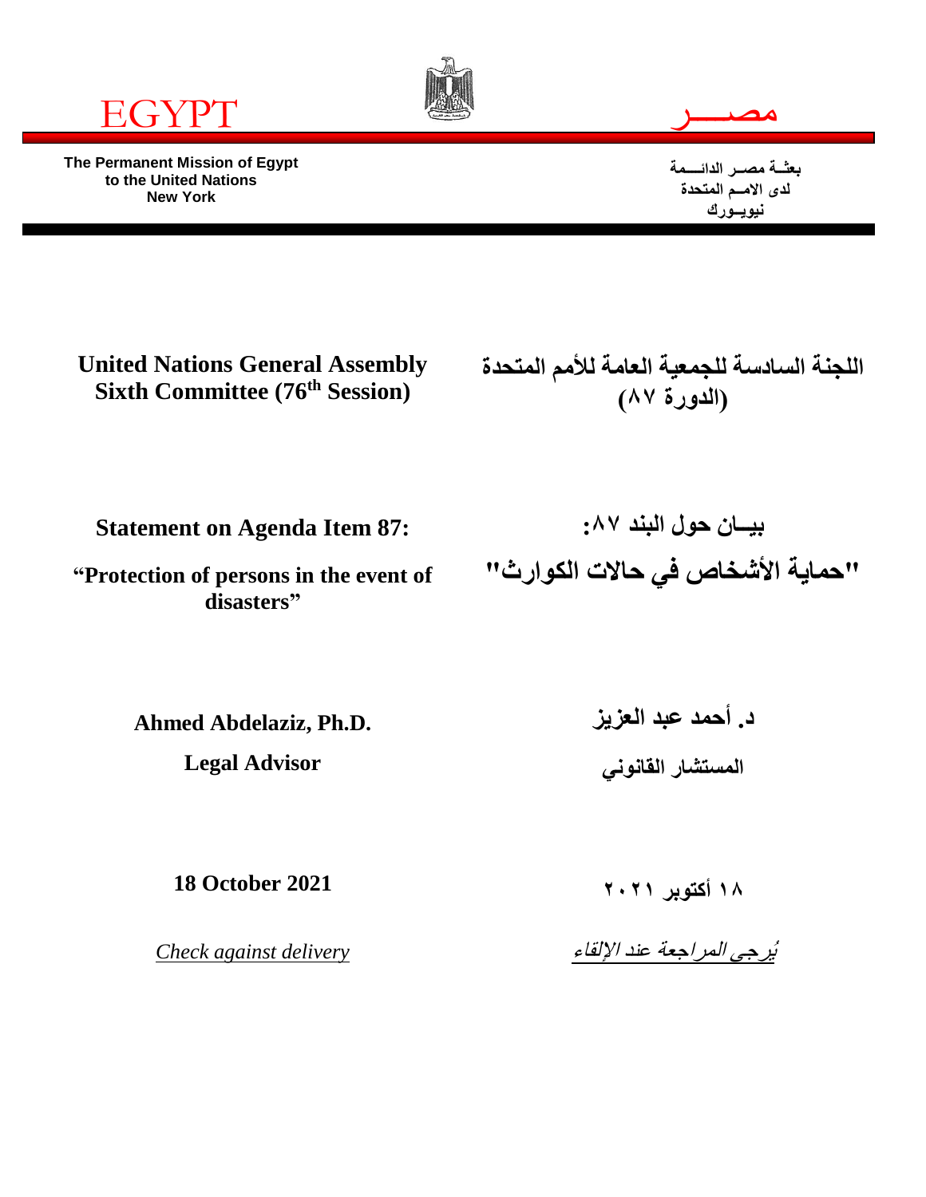EGYPT

مصـــــر

**The Permanent Mission of Egypt**
**to the United Nations**
**New York**

**بعثــة مصـر الدائــــمة**
**لدى الامــم المتحدة**
**نيويــورك**

**United Nations General Assembly**
**Sixth Committee (76th Session)**

**اللجنة السادسة للجمعية العامة للأمم المتحدة**
**(الدورة ٨٧)**

**Statement on Agenda Item 87:**

**"Protection of persons in the event of disasters"**

**بيــان حول البند ٨٧:**

**"حماية الأشخاص في حالات الكوارث"**

**Ahmed Abdelaziz, Ph.D.**

**Legal Advisor**

**د. أحمد عبد العزيز**

**المستشار القانوني**

**18 October 2021**

**١٨ أكتوبر ٢٠٢١**

*Check against delivery*

*يُرجى المراجعة عند الإلقاء*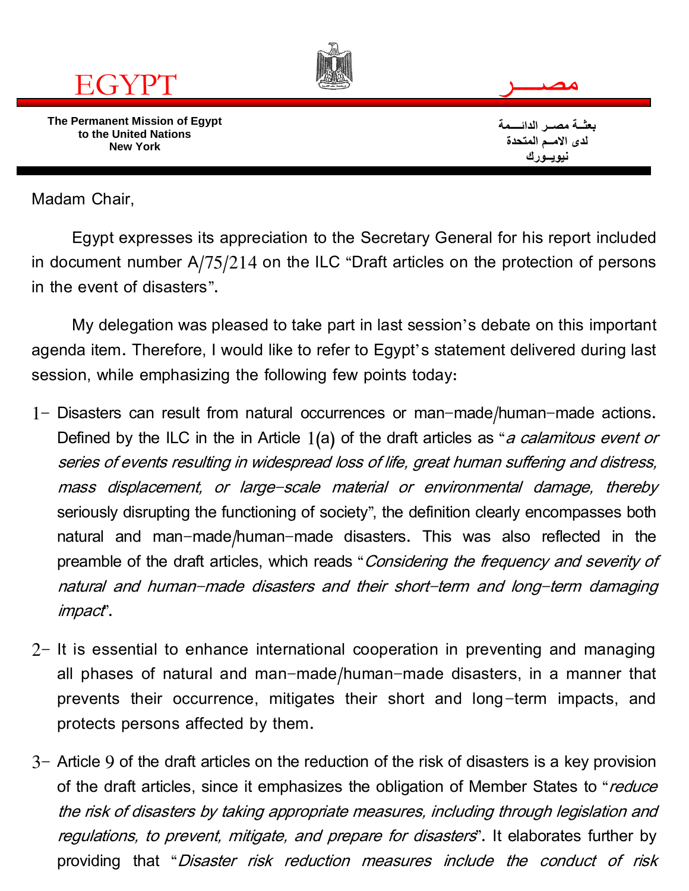EGYPT

مصـــــر

**The Permanent Mission of Egypt to the United Nations New York**

**بعثـة مصـر الدائـــمة لدى الامـم المتحدة نيويـورك**

Madam Chair,

Egypt expresses its appreciation to the Secretary General for his report included in document number A/75/214 on the ILC "Draft articles on the protection of persons in the event of disasters".

My delegation was pleased to take part in last session's debate on this important agenda item. Therefore, I would like to refer to Egypt's statement delivered during last session, while emphasizing the following few points today:

1- Disasters can result from natural occurrences or man-made/human-made actions. Defined by the ILC in the in Article 1(a) of the draft articles as "*a calamitous event or series of events resulting in widespread loss of life, great human suffering and distress, mass displacement, or large-scale material or environmental damage, thereby* seriously disrupting the functioning of society", the definition clearly encompasses both natural and man-made/human-made disasters. This was also reflected in the preamble of the draft articles, which reads "*Considering the frequency and severity of natural and human-made disasters and their short-term and long-term damaging impact*".

2- It is essential to enhance international cooperation in preventing and managing all phases of natural and man-made/human-made disasters, in a manner that prevents their occurrence, mitigates their short and long-term impacts, and protects persons affected by them.

3- Article 9 of the draft articles on the reduction of the risk of disasters is a key provision of the draft articles, since it emphasizes the obligation of Member States to "*reduce the risk of disasters by taking appropriate measures, including through legislation and regulations, to prevent, mitigate, and prepare for disasters*". It elaborates further by providing that "*Disaster risk reduction measures include the conduct of risk*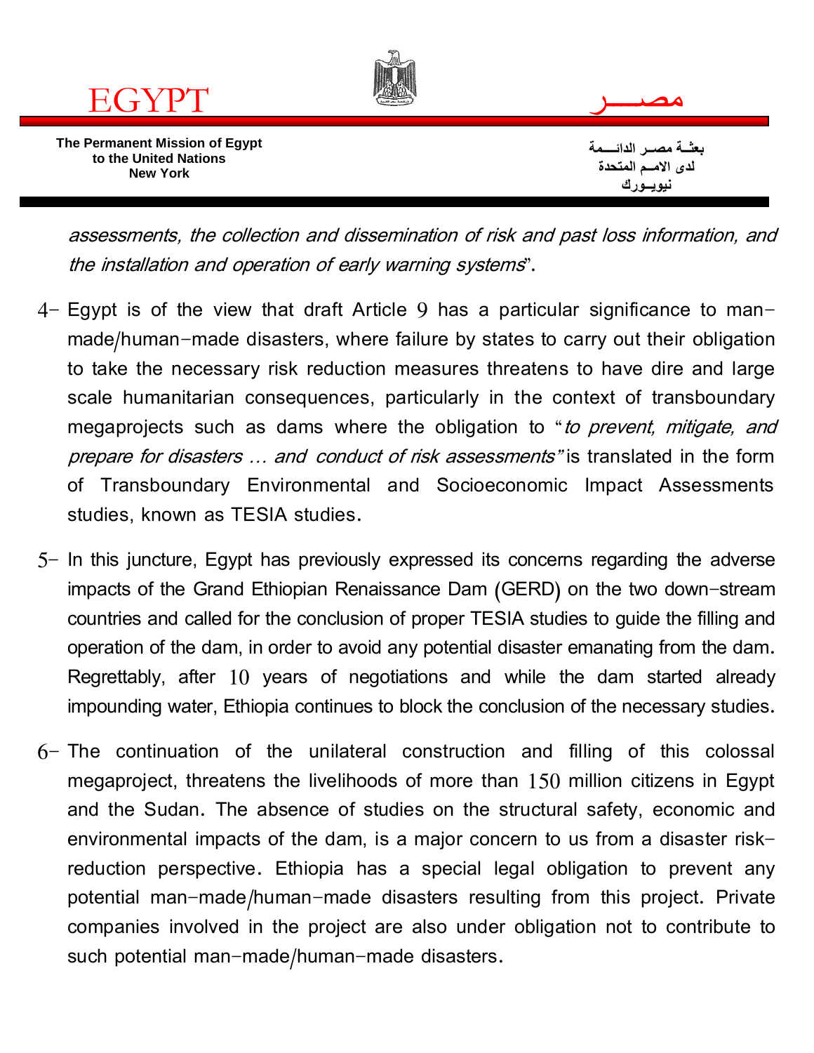*assessments, the collection and dissemination of risk and past loss information, and the installation and operation of early warning systems*".

4- Egypt is of the view that draft Article 9 has a particular significance to man-made/human-made disasters, where failure by states to carry out their obligation to take the necessary risk reduction measures threatens to have dire and large scale humanitarian consequences, particularly in the context of transboundary megaprojects such as dams where the obligation to "*to prevent, mitigate, and prepare for disasters … and conduct of risk assessments*" is translated in the form of Transboundary Environmental and Socioeconomic Impact Assessments studies, known as TESIA studies.

5- In this juncture, Egypt has previously expressed its concerns regarding the adverse impacts of the Grand Ethiopian Renaissance Dam (GERD) on the two down-stream countries and called for the conclusion of proper TESIA studies to guide the filling and operation of the dam, in order to avoid any potential disaster emanating from the dam. Regrettably, after 10 years of negotiations and while the dam started already impounding water, Ethiopia continues to block the conclusion of the necessary studies.

6- The continuation of the unilateral construction and filling of this colossal megaproject, threatens the livelihoods of more than 150 million citizens in Egypt and the Sudan. The absence of studies on the structural safety, economic and environmental impacts of the dam, is a major concern to us from a disaster risk-reduction perspective. Ethiopia has a special legal obligation to prevent any potential man-made/human-made disasters resulting from this project. Private companies involved in the project are also under obligation not to contribute to such potential man-made/human-made disasters.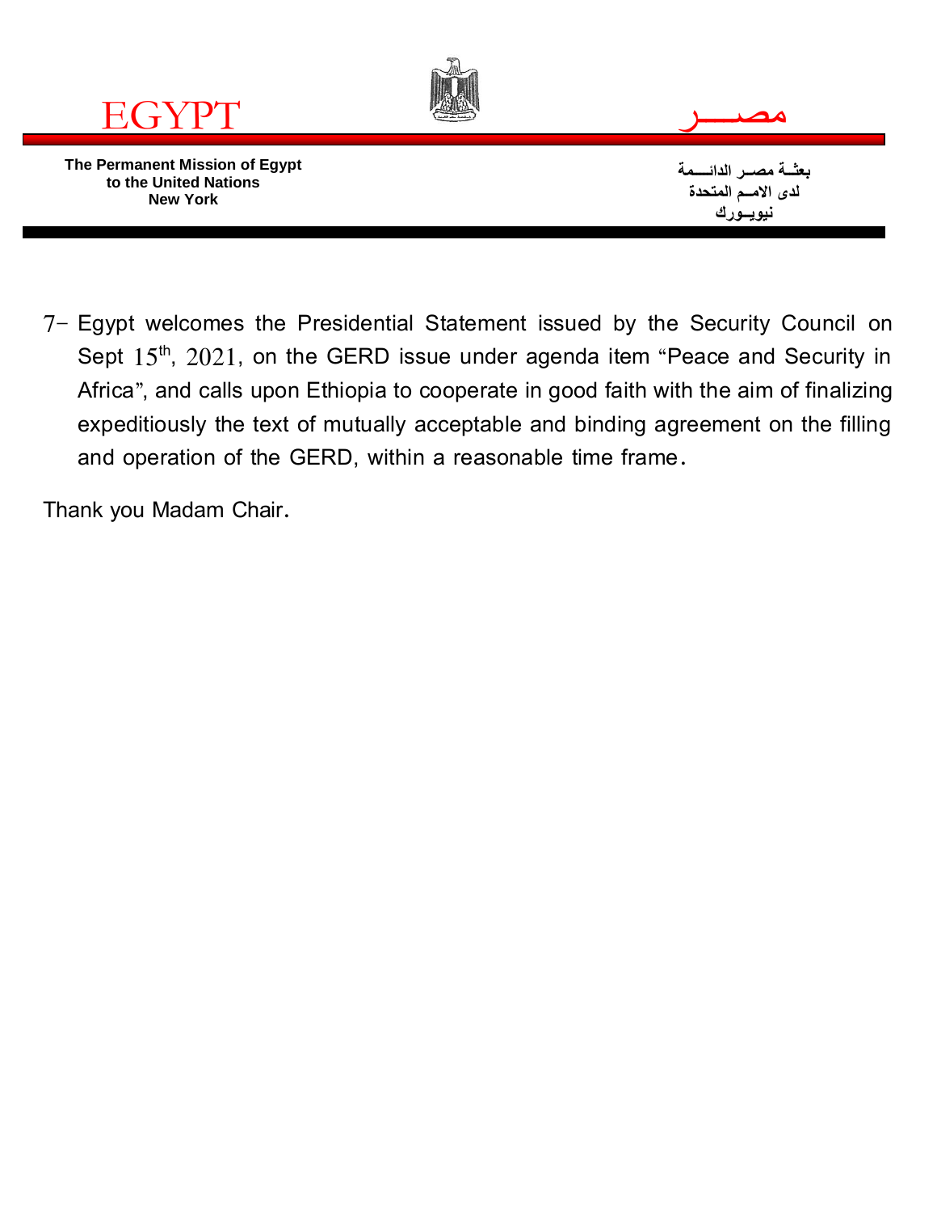7- Egypt welcomes the Presidential Statement issued by the Security Council on Sept 15th, 2021, on the GERD issue under agenda item "Peace and Security in Africa", and calls upon Ethiopia to cooperate in good faith with the aim of finalizing expeditiously the text of mutually acceptable and binding agreement on the filling and operation of the GERD, within a reasonable time frame.

Thank you Madam Chair.